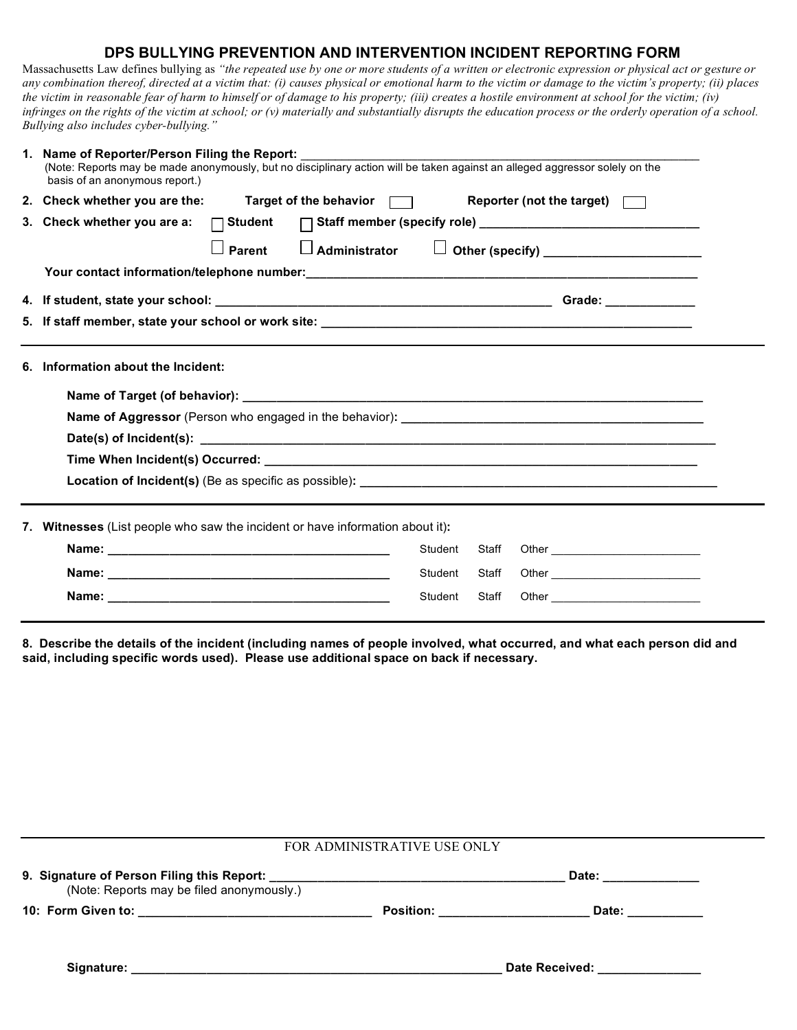# DPS BULLYING PREVENTION AND INTERVENTION INCIDENT REPORTING FORM

Massachusetts Law defines bullying as *"the repeated use by one or more students of a written or electronic expression or physical act or gesture or any combination thereof, directed at a victim that: (i) causes physical or emotional harm to the victim or damage to the victim's property; (ii) places the victim in reasonable fear of harm to himself or of damage to his property; (iii) creates a hostile environment at school for the victim; (iv) infringes on the rights of the victim at school; or (v) materially and substantially disrupts the education process or the orderly operation of a school. Bullying also includes cyber-bullying."*

1. **Name of Reporter/Person Filing the Report:** ____________________________________________
   (Note: Reports may be made anonymously, but no disciplinary action will be taken against an alleged aggressor solely on the basis of an anonymous report.)
2. **Check whether you are the:** **Target of the behavior** ☐ **Reporter (not the target)** ☐
3. **Check whether you are a:** ☐ **Student** ☐ **Staff member (specify role)** ____________________
   ☐ **Parent** ☐ **Administrator** ☐ **Other (specify)** ____________________
   **Your contact information/telephone number:** ____________________________________________
4. **If student, state your school:** ________________________________ **Grade:** __________
5. **If staff member, state your school or work site:** ________________________________

---

6. **Information about the Incident:**

   **Name of Target (of behavior):** ____________________________________________
   **Name of Aggressor** (Person who engaged in the behavior)**:** ________________________________
   **Date(s) of Incident(s):** ____________________________________________
   **Time When Incident(s) Occurred:** ____________________________________________
   **Location of Incident(s)** (Be as specific as possible)**:** ________________________________

---

7. **Witnesses** (List people who saw the incident or have information about it)**:**

   **Name:** ______________________________ Student Staff Other ____________________
   **Name:** ______________________________ Student Staff Other ____________________
   **Name:** ______________________________ Student Staff Other ____________________

---

**8. Describe the details of the incident (including names of people involved, what occurred, and what each person did and said, including specific words used). Please use additional space on back if necessary.**

---

FOR ADMINISTRATIVE USE ONLY

**9. Signature of Person Filing this Report:** ________________________________ **Date:** __________
(Note: Reports may be filed anonymously.)

**10: Form Given to:** ____________________ **Position:** ____________________ **Date:** __________

**Signature:** ____________________________________________ **Date Received:** __________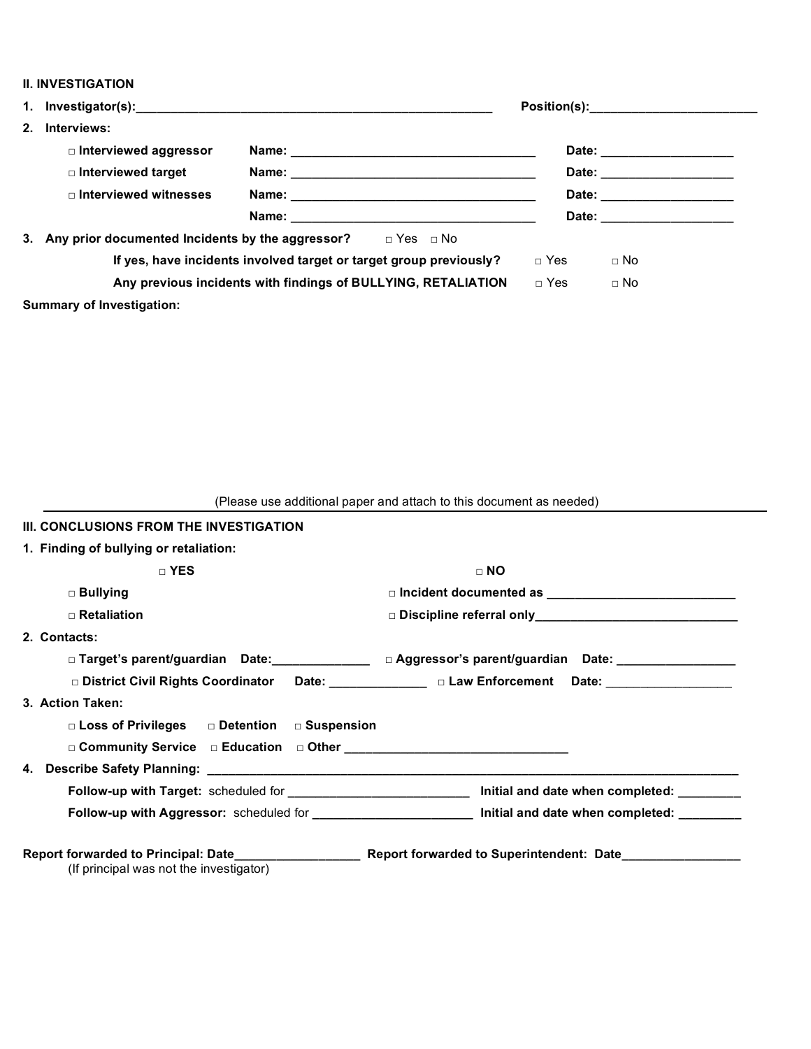## II. INVESTIGATION

1. **Investigator(s):**\_\_\_\_\_\_\_\_\_\_\_\_\_\_\_\_\_\_\_\_\_\_\_\_\_\_\_\_\_\_\_\_\_\_\_\_\_\_\_\_\_\_\_\_\_\_\_\_\_\_\_\_ **Position(s):**\_\_\_\_\_\_\_\_\_\_\_\_\_\_\_\_\_\_\_\_\_\_\_\_\_
2. **Interviews:**

   □ **Interviewed aggressor** **Name:** \_\_\_\_\_\_\_\_\_\_\_\_\_\_\_\_\_\_\_\_\_\_\_\_\_\_\_\_\_\_\_\_\_\_\_\_\_ **Date:** \_\_\_\_\_\_\_\_\_\_\_\_\_\_\_\_\_\_\_

   □ **Interviewed target** **Name:** \_\_\_\_\_\_\_\_\_\_\_\_\_\_\_\_\_\_\_\_\_\_\_\_\_\_\_\_\_\_\_\_\_\_\_\_\_ **Date:** \_\_\_\_\_\_\_\_\_\_\_\_\_\_\_\_\_\_\_

   □ **Interviewed witnesses** **Name:** \_\_\_\_\_\_\_\_\_\_\_\_\_\_\_\_\_\_\_\_\_\_\_\_\_\_\_\_\_\_\_\_\_\_\_\_\_ **Date:** \_\_\_\_\_\_\_\_\_\_\_\_\_\_\_\_\_\_\_

   **Name:** \_\_\_\_\_\_\_\_\_\_\_\_\_\_\_\_\_\_\_\_\_\_\_\_\_\_\_\_\_\_\_\_\_\_\_\_\_ **Date:** \_\_\_\_\_\_\_\_\_\_\_\_\_\_\_\_\_\_\_
3. **Any prior documented Incidents by the aggressor?** □ Yes □ No

   **If yes, have incidents involved target or target group previously?** □ Yes □ No

   **Any previous incidents with findings of BULLYING, RETALIATION** □ Yes □ No

**Summary of Investigation:**

(Please use additional paper and attach to this document as needed)

---

## III. CONCLUSIONS FROM THE INVESTIGATION

1. **Finding of bullying or retaliation:**

   □ **YES**

   □ **Bullying**

   □ **Retaliation**

   □ **NO**

   □ **Incident documented as** \_\_\_\_\_\_\_\_\_\_\_\_\_\_\_\_\_\_\_\_\_\_\_\_\_\_\_

   □ **Discipline referral only**\_\_\_\_\_\_\_\_\_\_\_\_\_\_\_\_\_\_\_\_\_\_\_\_\_\_\_\_\_\_
2. **Contacts:**

   □ **Target's parent/guardian Date:**\_\_\_\_\_\_\_\_\_\_\_\_\_\_ □ **Aggressor's parent/guardian Date:** \_\_\_\_\_\_\_\_\_\_\_\_\_\_\_\_\_

   □ **District Civil Rights Coordinator Date:** \_\_\_\_\_\_\_\_\_\_\_\_\_\_ □ **Law Enforcement Date:** \_\_\_\_\_\_\_\_\_\_\_\_\_\_\_\_\_\_
3. **Action Taken:**

   □ **Loss of Privileges** □ **Detention** □ **Suspension**

   □ **Community Service** □ **Education** □ **Other** \_\_\_\_\_\_\_\_\_\_\_\_\_\_\_\_\_\_\_\_\_\_\_\_\_\_\_\_\_\_\_\_
4. **Describe Safety Planning:** \_\_\_\_\_\_\_\_\_\_\_\_\_\_\_\_\_\_\_\_\_\_\_\_\_\_\_\_\_\_\_\_\_\_\_\_\_\_\_\_\_\_\_\_\_\_\_\_\_\_\_\_\_\_\_\_\_\_\_\_\_\_\_\_\_\_\_\_\_\_\_\_\_\_\_\_\_\_\_

   **Follow-up with Target:** scheduled for \_\_\_\_\_\_\_\_\_\_\_\_\_\_\_\_\_\_\_\_\_\_\_\_\_\_ **Initial and date when completed:** \_\_\_\_\_\_\_\_\_

   **Follow-up with Aggressor:** scheduled for \_\_\_\_\_\_\_\_\_\_\_\_\_\_\_\_\_\_\_\_\_\_\_ **Initial and date when completed:** \_\_\_\_\_\_\_\_\_

**Report forwarded to Principal: Date**\_\_\_\_\_\_\_\_\_\_\_\_\_\_\_\_\_\_ **Report forwarded to Superintendent: Date**\_\_\_\_\_\_\_\_\_\_\_\_\_\_\_\_\_
(If principal was not the investigator)